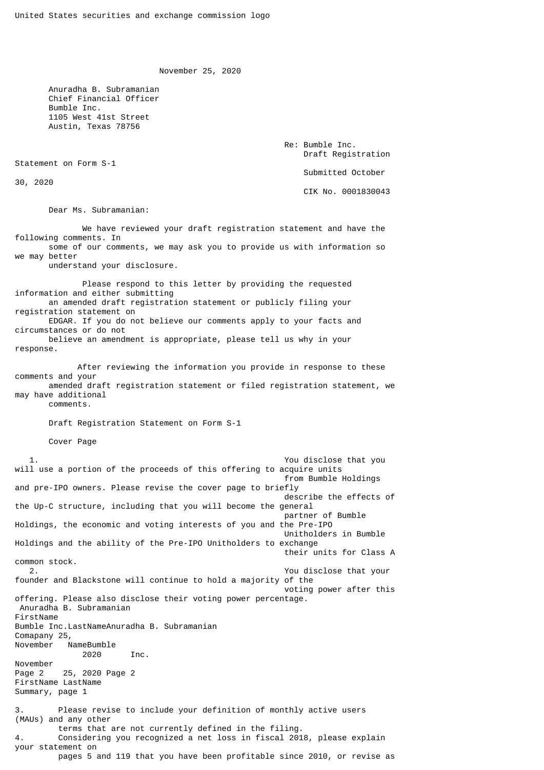United States securities and exchange commission logo

November 25, 2020

Anuradha B. Subramanian
Chief Financial Officer
Bumble Inc.
1105 West 41st Street
Austin, Texas 78756

Re: Bumble Inc.
Draft Registration Statement on Form S-1
Submitted October 30, 2020
CIK No. 0001830043

Dear Ms. Subramanian:

We have reviewed your draft registration statement and have the following comments. In some of our comments, we may ask you to provide us with information so we may better understand your disclosure.

Please respond to this letter by providing the requested information and either submitting an amended draft registration statement or publicly filing your registration statement on EDGAR. If you do not believe our comments apply to your facts and circumstances or do not believe an amendment is appropriate, please tell us why in your response.

After reviewing the information you provide in response to these comments and your amended draft registration statement or filed registration statement, we may have additional comments.

Draft Registration Statement on Form S-1

Cover Page

1. You disclose that you will use a portion of the proceeds of this offering to acquire units from Bumble Holdings and pre-IPO owners. Please revise the cover page to briefly describe the effects of the Up-C structure, including that you will become the general partner of Bumble Holdings, the economic and voting interests of you and the Pre-IPO Unitholders in Bumble Holdings and the ability of the Pre-IPO Unitholders to exchange their units for Class A common stock.
2. You disclose that your founder and Blackstone will continue to hold a majority of the voting power after this offering. Please also disclose their voting power percentage.

Summary, page 1

3. Please revise to include your definition of monthly active users (MAUs) and any other terms that are not currently defined in the filing.
4. Considering you recognized a net loss in fiscal 2018, please explain your statement on pages 5 and 119 that you have been profitable since 2010, or revise as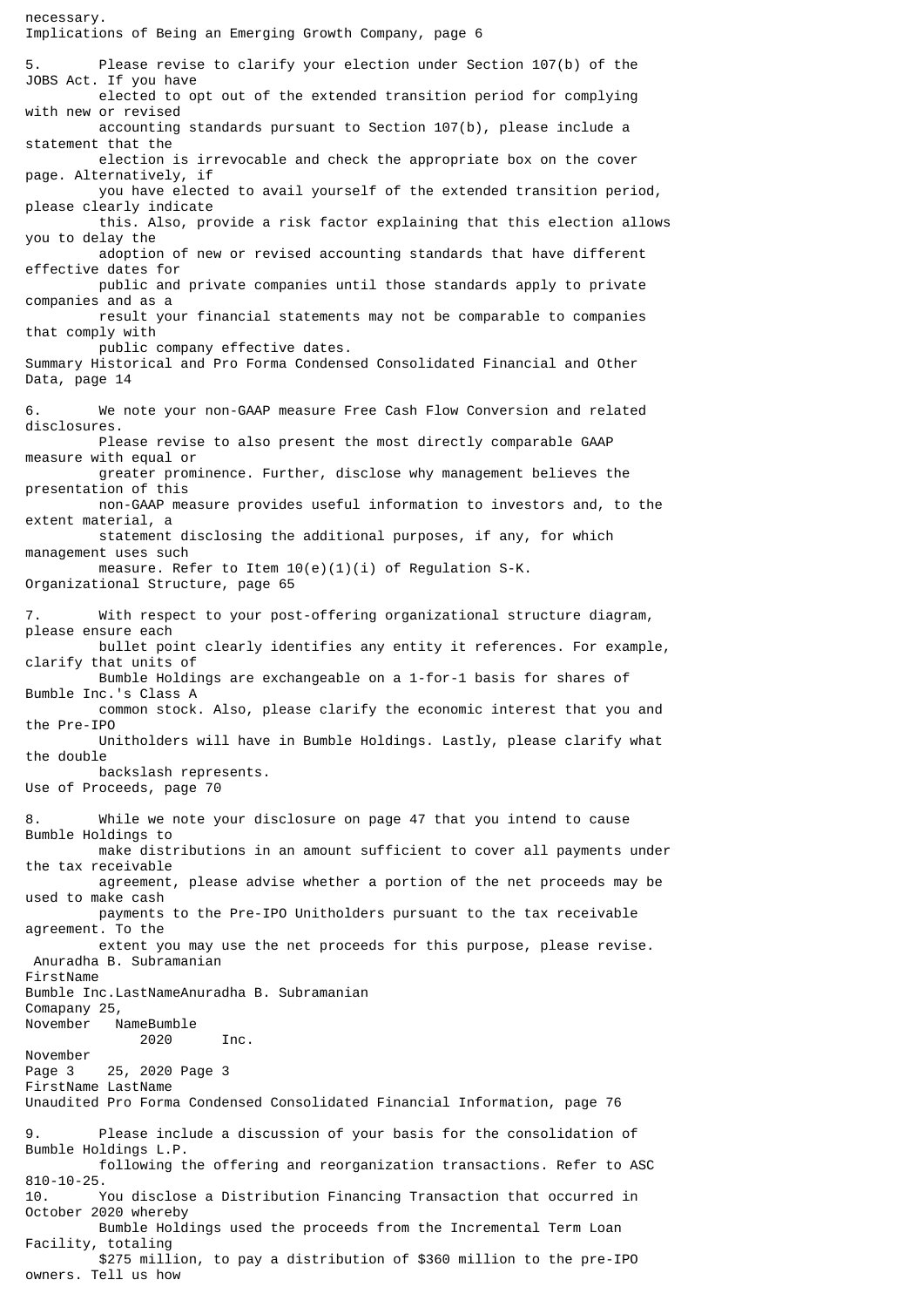necessary.

Implications of Being an Emerging Growth Company, page 6

5. Please revise to clarify your election under Section 107(b) of the JOBS Act. If you have elected to opt out of the extended transition period for complying with new or revised accounting standards pursuant to Section 107(b), please include a statement that the election is irrevocable and check the appropriate box on the cover page. Alternatively, if you have elected to avail yourself of the extended transition period, please clearly indicate this. Also, provide a risk factor explaining that this election allows you to delay the adoption of new or revised accounting standards that have different effective dates for public and private companies until those standards apply to private companies and as a result your financial statements may not be comparable to companies that comply with public company effective dates.

Summary Historical and Pro Forma Condensed Consolidated Financial and Other Data, page 14

6. We note your non-GAAP measure Free Cash Flow Conversion and related disclosures. Please revise to also present the most directly comparable GAAP measure with equal or greater prominence. Further, disclose why management believes the presentation of this non-GAAP measure provides useful information to investors and, to the extent material, a statement disclosing the additional purposes, if any, for which management uses such measure. Refer to Item 10(e)(1)(i) of Regulation S-K.

Organizational Structure, page 65

7. With respect to your post-offering organizational structure diagram, please ensure each bullet point clearly identifies any entity it references. For example, clarify that units of Bumble Holdings are exchangeable on a 1-for-1 basis for shares of Bumble Inc.'s Class A common stock. Also, please clarify the economic interest that you and the Pre-IPO Unitholders will have in Bumble Holdings. Lastly, please clarify what the double backslash represents.

Use of Proceeds, page 70

8. While we note your disclosure on page 47 that you intend to cause Bumble Holdings to make distributions in an amount sufficient to cover all payments under the tax receivable agreement, please advise whether a portion of the net proceeds may be used to make cash payments to the Pre-IPO Unitholders pursuant to the tax receivable agreement. To the extent you may use the net proceeds for this purpose, please revise.

Unaudited Pro Forma Condensed Consolidated Financial Information, page 76

9. Please include a discussion of your basis for the consolidation of Bumble Holdings L.P. following the offering and reorganization transactions. Refer to ASC 810-10-25.

10. You disclose a Distribution Financing Transaction that occurred in October 2020 whereby Bumble Holdings used the proceeds from the Incremental Term Loan Facility, totaling \$275 million, to pay a distribution of \$360 million to the pre-IPO owners. Tell us how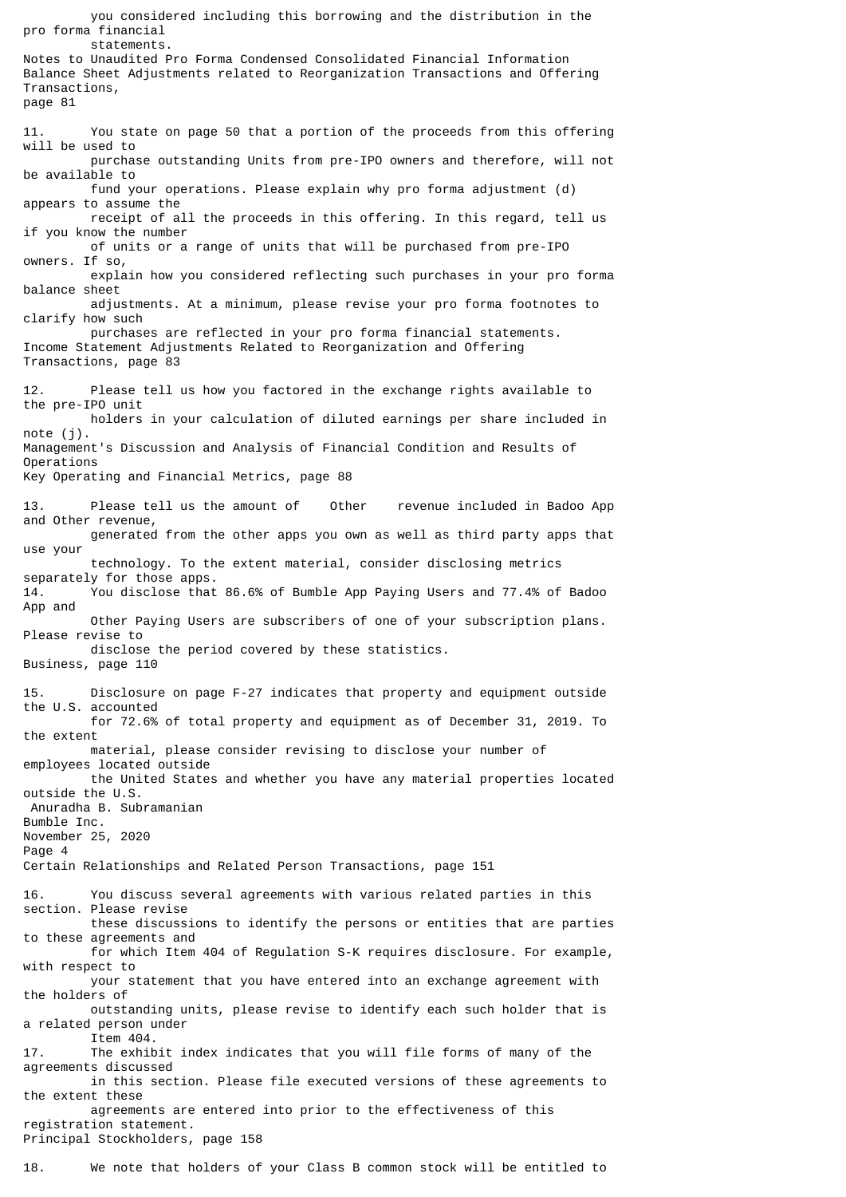you considered including this borrowing and the distribution in the pro forma financial statements.

Notes to Unaudited Pro Forma Condensed Consolidated Financial Information
Balance Sheet Adjustments related to Reorganization Transactions and Offering Transactions, page 81

11. You state on page 50 that a portion of the proceeds from this offering will be used to purchase outstanding Units from pre-IPO owners and therefore, will not be available to fund your operations. Please explain why pro forma adjustment (d) appears to assume the receipt of all the proceeds in this offering. In this regard, tell us if you know the number of units or a range of units that will be purchased from pre-IPO owners. If so, explain how you considered reflecting such purchases in your pro forma balance sheet adjustments. At a minimum, please revise your pro forma footnotes to clarify how such purchases are reflected in your pro forma financial statements.

Income Statement Adjustments Related to Reorganization and Offering Transactions, page 83

12. Please tell us how you factored in the exchange rights available to the pre-IPO unit holders in your calculation of diluted earnings per share included in note (j).

Management's Discussion and Analysis of Financial Condition and Results of Operations
Key Operating and Financial Metrics, page 88

13. Please tell us the amount of "Other" revenue included in Badoo App and Other revenue, generated from the other apps you own as well as third party apps that use your technology. To the extent material, consider disclosing metrics separately for those apps.

14. You disclose that 86.6% of Bumble App Paying Users and 77.4% of Badoo App and Other Paying Users are subscribers of one of your subscription plans. Please revise to disclose the period covered by these statistics.

Business, page 110

15. Disclosure on page F-27 indicates that property and equipment outside the U.S. accounted for 72.6% of total property and equipment as of December 31, 2019. To the extent material, please consider revising to disclose your number of employees located outside the United States and whether you have any material properties located outside the U.S.

Anuradha B. Subramanian
Bumble Inc.
November 25, 2020
Page 4

Certain Relationships and Related Person Transactions, page 151

16. You discuss several agreements with various related parties in this section. Please revise these discussions to identify the persons or entities that are parties to these agreements and for which Item 404 of Regulation S-K requires disclosure. For example, with respect to your statement that you have entered into an exchange agreement with the holders of outstanding units, please revise to identify each such holder that is a related person under Item 404.

17. The exhibit index indicates that you will file forms of many of the agreements discussed in this section. Please file executed versions of these agreements to the extent these agreements are entered into prior to the effectiveness of this registration statement.

Principal Stockholders, page 158

18. We note that holders of your Class B common stock will be entitled to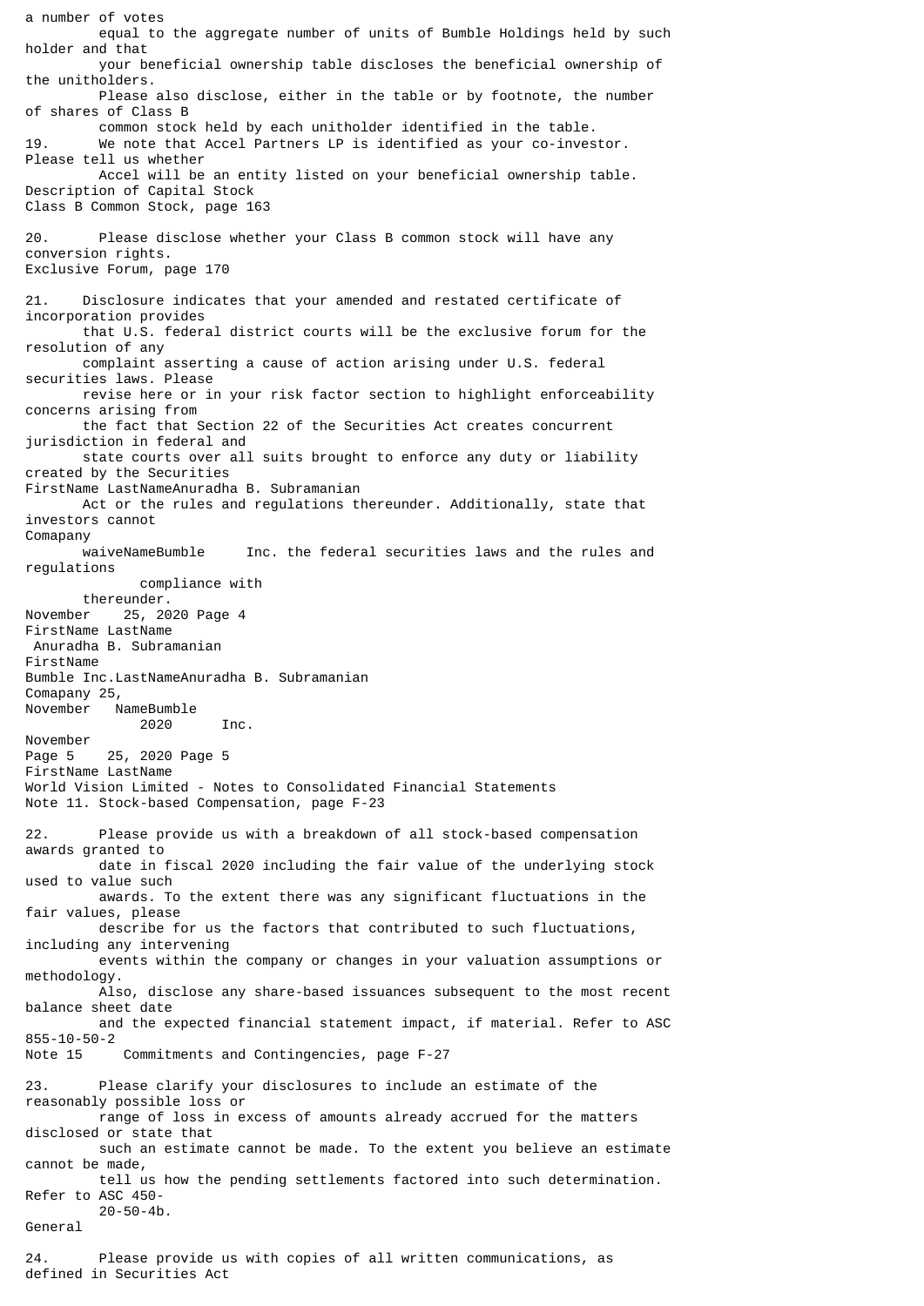a number of votes equal to the aggregate number of units of Bumble Holdings held by such holder and that your beneficial ownership table discloses the beneficial ownership of the unitholders. Please also disclose, either in the table or by footnote, the number of shares of Class B common stock held by each unitholder identified in the table.

19. We note that Accel Partners LP is identified as your co-investor. Please tell us whether Accel will be an entity listed on your beneficial ownership table.

Description of Capital Stock
Class B Common Stock, page 163

20. Please disclose whether your Class B common stock will have any conversion rights.

Exclusive Forum, page 170

21. Disclosure indicates that your amended and restated certificate of incorporation provides that U.S. federal district courts will be the exclusive forum for the resolution of any complaint asserting a cause of action arising under U.S. federal securities laws. Please revise here or in your risk factor section to highlight enforceability concerns arising from the fact that Section 22 of the Securities Act creates concurrent jurisdiction in federal and state courts over all suits brought to enforce any duty or liability created by the Securities Act or the rules and regulations thereunder. Additionally, state that investors cannot waive compliance with the federal securities laws and the rules and regulations thereunder.

World Vision Limited - Notes to Consolidated Financial Statements
Note 11. Stock-based Compensation, page F-23

22. Please provide us with a breakdown of all stock-based compensation awards granted to date in fiscal 2020 including the fair value of the underlying stock used to value such awards. To the extent there was any significant fluctuations in the fair values, please describe for us the factors that contributed to such fluctuations, including any intervening events within the company or changes in your valuation assumptions or methodology. Also, disclose any share-based issuances subsequent to the most recent balance sheet date and the expected financial statement impact, if material. Refer to ASC 855-10-50-2

Note 15 Commitments and Contingencies, page F-27

23. Please clarify your disclosures to include an estimate of the reasonably possible loss or range of loss in excess of amounts already accrued for the matters disclosed or state that such an estimate cannot be made. To the extent you believe an estimate cannot be made, tell us how the pending settlements factored into such determination. Refer to ASC 450-20-50-4b.

General

24. Please provide us with copies of all written communications, as defined in Securities Act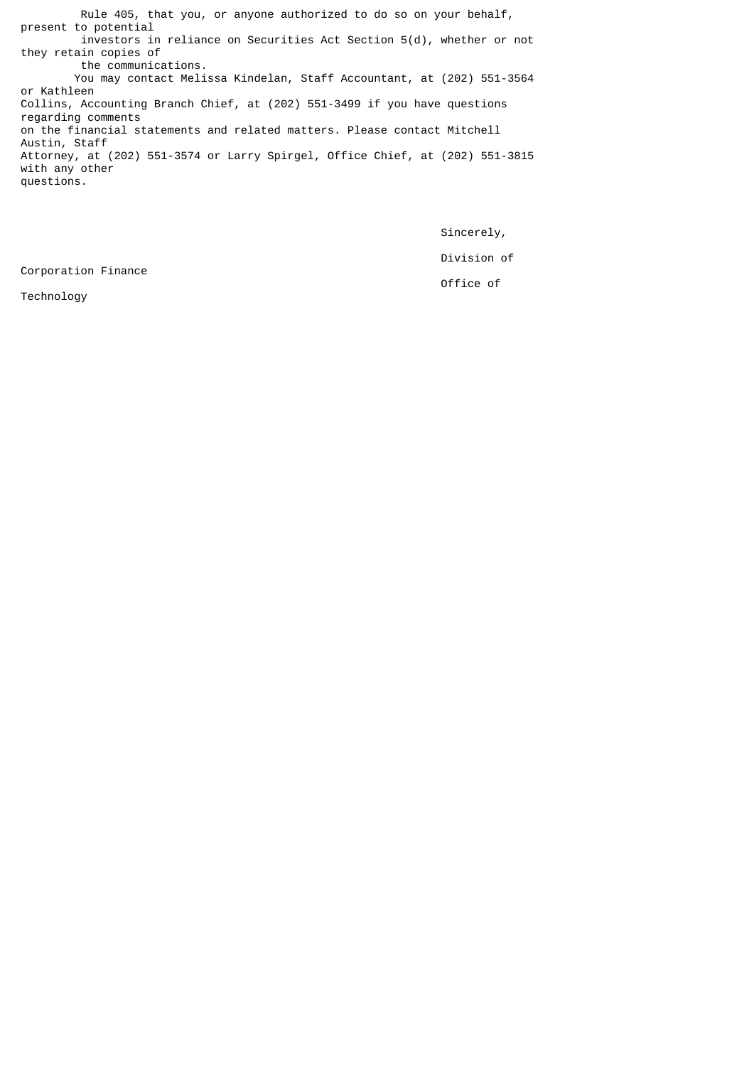Rule 405, that you, or anyone authorized to do so on your behalf, present to potential investors in reliance on Securities Act Section 5(d), whether or not they retain copies of the communications.

You may contact Melissa Kindelan, Staff Accountant, at (202) 551-3564 or Kathleen Collins, Accounting Branch Chief, at (202) 551-3499 if you have questions regarding comments on the financial statements and related matters. Please contact Mitchell Austin, Staff Attorney, at (202) 551-3574 or Larry Spirgel, Office Chief, at (202) 551-3815 with any other questions.

Sincerely,

Division of Corporation Finance

Office of Technology